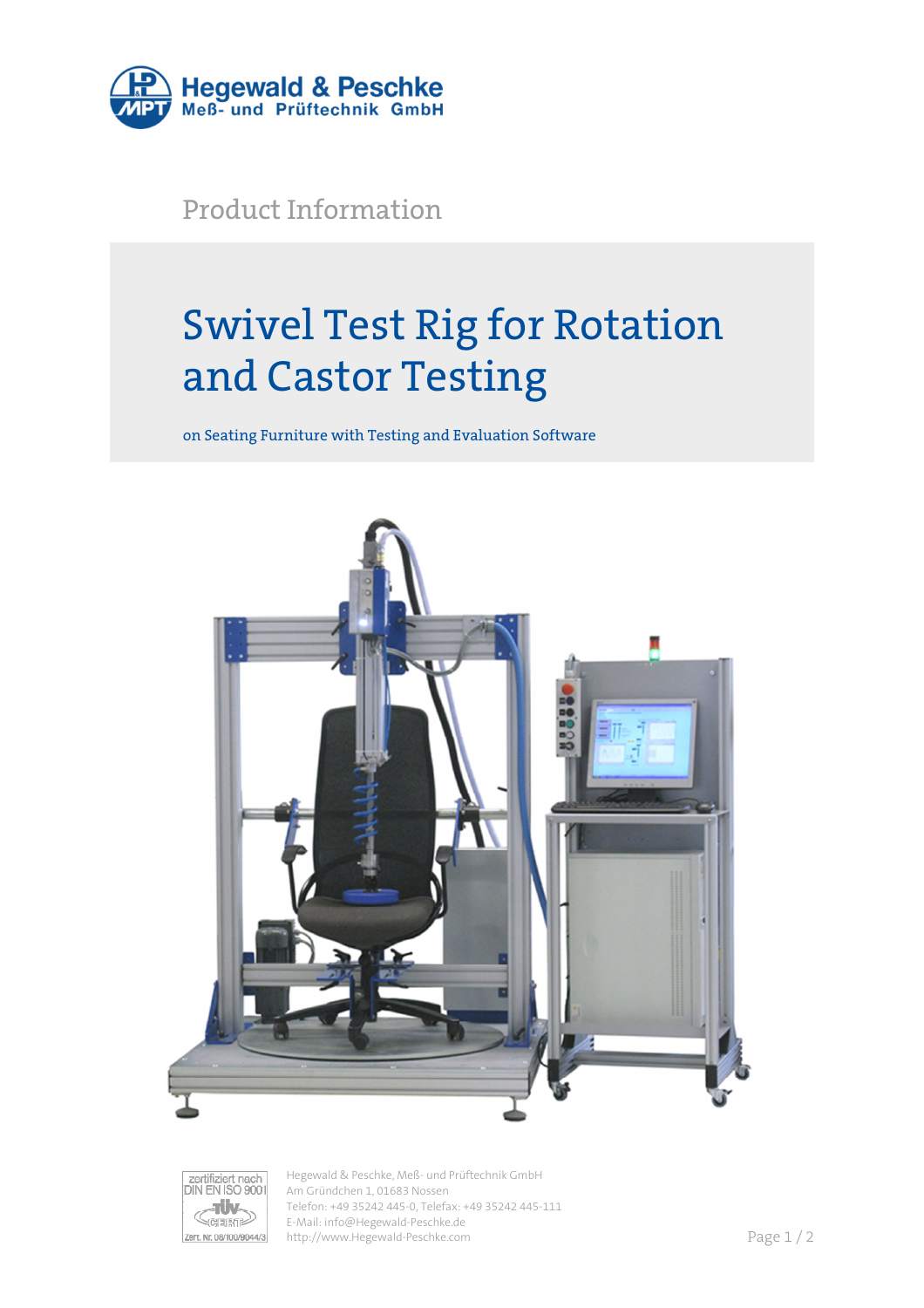Hegewald & Peschke
Meß- und Prüftechnik GmbH

Product Information

# Swivel Test Rig for Rotation and Castor Testing

on Seating Furniture with Testing and Evaluation Software

zertifiziert nach DIN EN ISO 9001
Zert. Nr. 08/100/9044/3

Hegewald & Peschke, Meß- und Prüftechnik GmbH
Am Gründchen 1, 01683 Nossen
Telefon: +49 35242 445-0, Telefax: +49 35242 445-111
E-Mail: info@Hegewald-Peschke.de
http://www.Hegewald-Peschke.com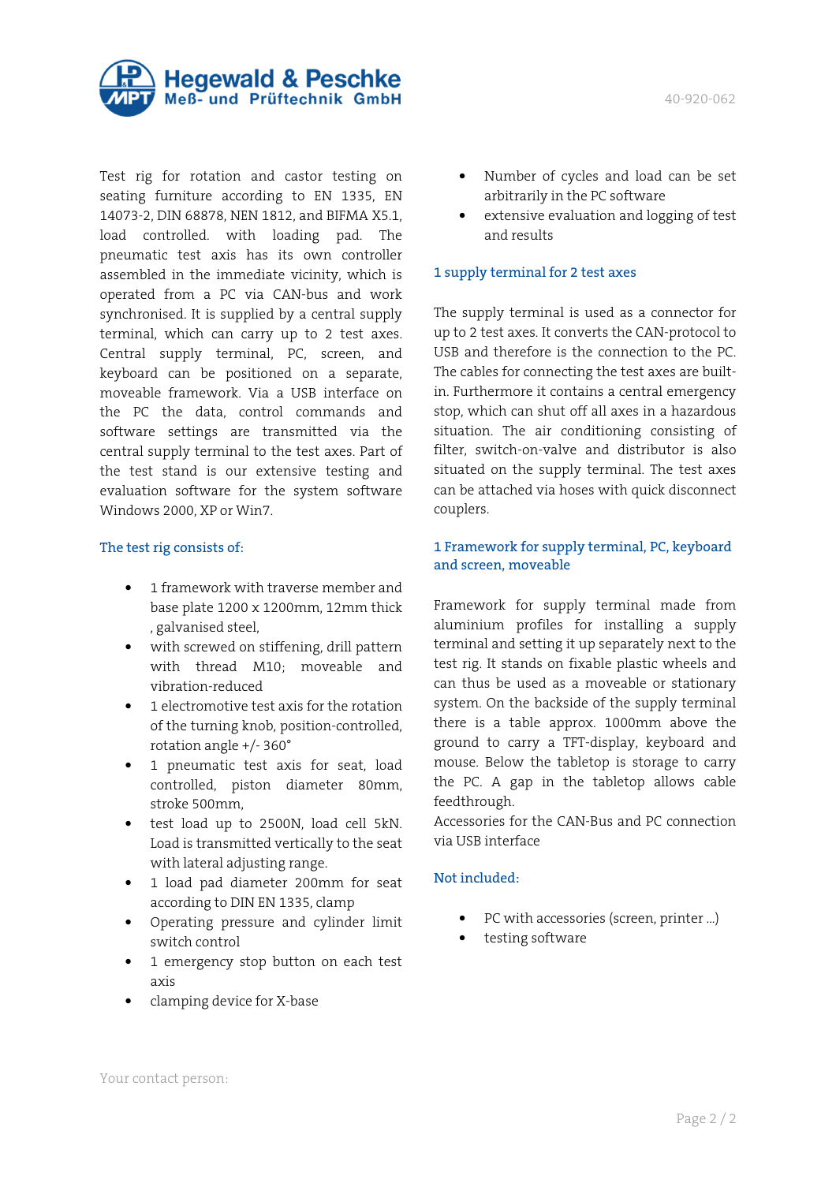Test rig for rotation and castor testing on seating furniture according to EN 1335, EN 14073-2, DIN 68878, NEN 1812, and BIFMA X5.1, load controlled. with loading pad. The pneumatic test axis has its own controller assembled in the immediate vicinity, which is operated from a PC via CAN-bus and work synchronised. It is supplied by a central supply terminal, which can carry up to 2 test axes. Central supply terminal, PC, screen, and keyboard can be positioned on a separate, moveable framework. Via a USB interface on the PC the data, control commands and software settings are transmitted via the central supply terminal to the test axes. Part of the test stand is our extensive testing and evaluation software for the system software Windows 2000, XP or Win7.

### The test rig consists of:

- 1 framework with traverse member and base plate 1200 x 1200mm, 12mm thick , galvanised steel,
- with screwed on stiffening, drill pattern with thread M10; moveable and vibration-reduced
- 1 electromotive test axis for the rotation of the turning knob, position-controlled, rotation angle +/- 360°
- 1 pneumatic test axis for seat, load controlled, piston diameter 80mm, stroke 500mm,
- test load up to 2500N, load cell 5kN. Load is transmitted vertically to the seat with lateral adjusting range.
- 1 load pad diameter 200mm for seat according to DIN EN 1335, clamp
- Operating pressure and cylinder limit switch control
- 1 emergency stop button on each test axis
- clamping device for X-base
- Number of cycles and load can be set arbitrarily in the PC software
- extensive evaluation and logging of test and results

### 1 supply terminal for 2 test axes

The supply terminal is used as a connector for up to 2 test axes. It converts the CAN-protocol to USB and therefore is the connection to the PC. The cables for connecting the test axes are built-in. Furthermore it contains a central emergency stop, which can shut off all axes in a hazardous situation. The air conditioning consisting of filter, switch-on-valve and distributor is also situated on the supply terminal. The test axes can be attached via hoses with quick disconnect couplers.

### 1 Framework for supply terminal, PC, keyboard and screen, moveable

Framework for supply terminal made from aluminium profiles for installing a supply terminal and setting it up separately next to the test rig. It stands on fixable plastic wheels and can thus be used as a moveable or stationary system. On the backside of the supply terminal there is a table approx. 1000mm above the ground to carry a TFT-display, keyboard and mouse. Below the tabletop is storage to carry the PC. A gap in the tabletop allows cable feedthrough.
Accessories for the CAN-Bus and PC connection via USB interface

### Not included:

- PC with accessories (screen, printer ...)
- testing software

Your contact person: